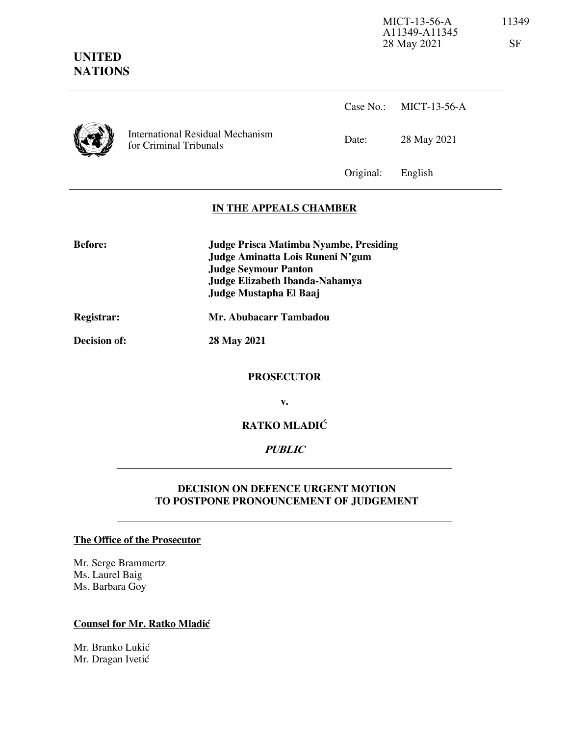MICT-13-56-A 11349
A11349-A11345
28 May 2021 SF

**UNITED NATIONS**

International Residual Mechanism for Criminal Tribunals

Case No.: MICT-13-56-A

Date: 28 May 2021

Original: English

## IN THE APPEALS CHAMBER

**Before:**
**Judge Prisca Matimba Nyambe, Presiding**
**Judge Aminatta Lois Runeni N'gum**
**Judge Seymour Panton**
**Judge Elizabeth Ibanda-Nahamya**
**Judge Mustapha El Baaj**

**Registrar:** **Mr. Abubacarr Tambadou**

**Decision of:** **28 May 2021**

**PROSECUTOR**

**v.**

**RATKO MLADIĆ**

***PUBLIC***

## DECISION ON DEFENCE URGENT MOTION TO POSTPONE PRONOUNCEMENT OF JUDGEMENT

**The Office of the Prosecutor**

Mr. Serge Brammertz
Ms. Laurel Baig
Ms. Barbara Goy

**Counsel for Mr. Ratko Mladić**

Mr. Branko Lukić
Mr. Dragan Ivetić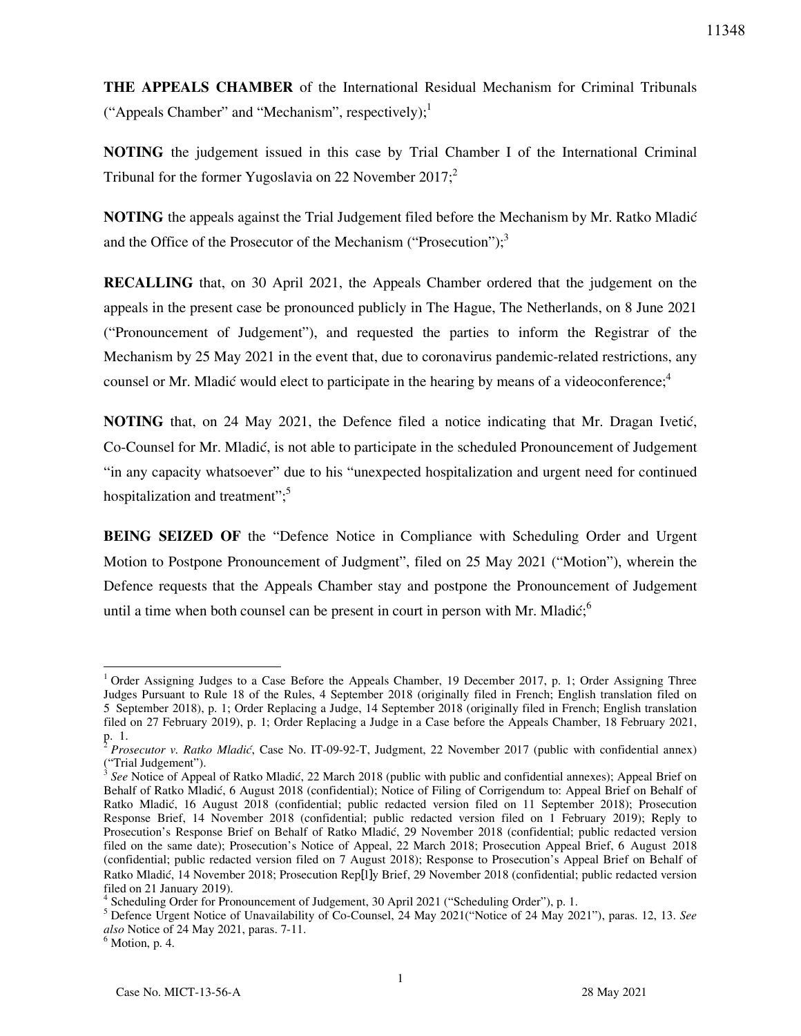**THE APPEALS CHAMBER** of the International Residual Mechanism for Criminal Tribunals ("Appeals Chamber" and "Mechanism", respectively);[1]

**NOTING** the judgement issued in this case by Trial Chamber I of the International Criminal Tribunal for the former Yugoslavia on 22 November 2017;[2]

**NOTING** the appeals against the Trial Judgement filed before the Mechanism by Mr. Ratko Mladić and the Office of the Prosecutor of the Mechanism ("Prosecution");[3]

**RECALLING** that, on 30 April 2021, the Appeals Chamber ordered that the judgement on the appeals in the present case be pronounced publicly in The Hague, The Netherlands, on 8 June 2021 ("Pronouncement of Judgement"), and requested the parties to inform the Registrar of the Mechanism by 25 May 2021 in the event that, due to coronavirus pandemic-related restrictions, any counsel or Mr. Mladić would elect to participate in the hearing by means of a videoconference;[4]

**NOTING** that, on 24 May 2021, the Defence filed a notice indicating that Mr. Dragan Ivetić, Co-Counsel for Mr. Mladić, is not able to participate in the scheduled Pronouncement of Judgement "in any capacity whatsoever" due to his "unexpected hospitalization and urgent need for continued hospitalization and treatment";[5]

**BEING SEIZED OF** the "Defence Notice in Compliance with Scheduling Order and Urgent Motion to Postpone Pronouncement of Judgment", filed on 25 May 2021 ("Motion"), wherein the Defence requests that the Appeals Chamber stay and postpone the Pronouncement of Judgement until a time when both counsel can be present in court in person with Mr. Mladić;[6]

---

[1] Order Assigning Judges to a Case Before the Appeals Chamber, 19 December 2017, p. 1; Order Assigning Three Judges Pursuant to Rule 18 of the Rules, 4 September 2018 (originally filed in French; English translation filed on 5 September 2018), p. 1; Order Replacing a Judge, 14 September 2018 (originally filed in French; English translation filed on 27 February 2019), p. 1; Order Replacing a Judge in a Case before the Appeals Chamber, 18 February 2021, p. 1.

[2] *Prosecutor v. Ratko Mladić*, Case No. IT-09-92-T, Judgment, 22 November 2017 (public with confidential annex) ("Trial Judgement").

[3] *See* Notice of Appeal of Ratko Mladić, 22 March 2018 (public with public and confidential annexes); Appeal Brief on Behalf of Ratko Mladić, 6 August 2018 (confidential); Notice of Filing of Corrigendum to: Appeal Brief on Behalf of Ratko Mladić, 16 August 2018 (confidential; public redacted version filed on 11 September 2018); Prosecution Response Brief, 14 November 2018 (confidential; public redacted version filed on 1 February 2019); Reply to Prosecution's Response Brief on Behalf of Ratko Mladić, 29 November 2018 (confidential; public redacted version filed on the same date); Prosecution's Notice of Appeal, 22 March 2018; Prosecution Appeal Brief, 6 August 2018 (confidential; public redacted version filed on 7 August 2018); Response to Prosecution's Appeal Brief on Behalf of Ratko Mladić, 14 November 2018; Prosecution Rep[l]y Brief, 29 November 2018 (confidential; public redacted version filed on 21 January 2019).

[4] Scheduling Order for Pronouncement of Judgement, 30 April 2021 ("Scheduling Order"), p. 1.

[5] Defence Urgent Notice of Unavailability of Co-Counsel, 24 May 2021("Notice of 24 May 2021"), paras. 12, 13. *See also* Notice of 24 May 2021, paras. 7-11.

[6] Motion, p. 4.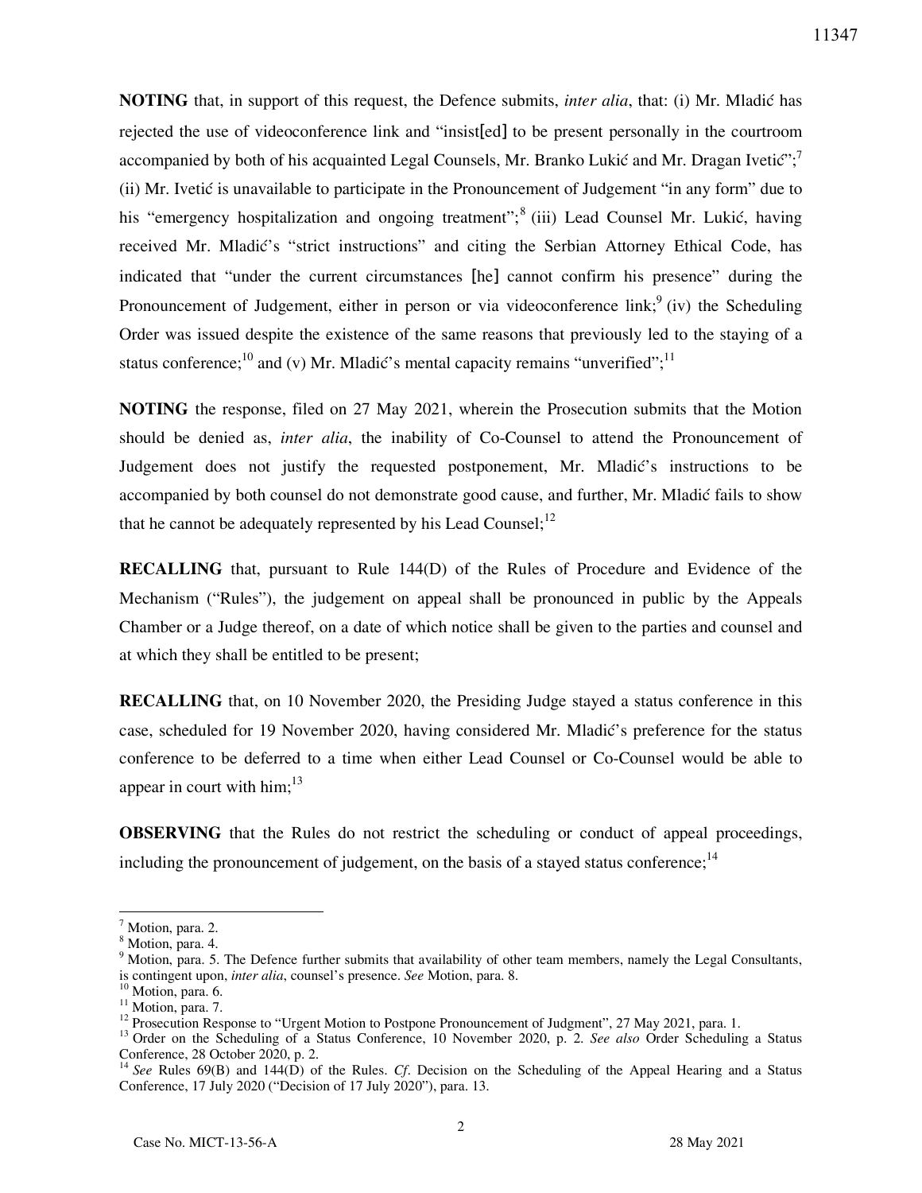**NOTING** that, in support of this request, the Defence submits, *inter alia*, that: (i) Mr. Mladić has rejected the use of videoconference link and "insist[ed] to be present personally in the courtroom accompanied by both of his acquainted Legal Counsels, Mr. Branko Lukić and Mr. Dragan Ivetić";[7] (ii) Mr. Ivetić is unavailable to participate in the Pronouncement of Judgement "in any form" due to his "emergency hospitalization and ongoing treatment";[8] (iii) Lead Counsel Mr. Lukić, having received Mr. Mladić's "strict instructions" and citing the Serbian Attorney Ethical Code, has indicated that "under the current circumstances [he] cannot confirm his presence" during the Pronouncement of Judgement, either in person or via videoconference link;[9] (iv) the Scheduling Order was issued despite the existence of the same reasons that previously led to the staying of a status conference;[10] and (v) Mr. Mladić's mental capacity remains "unverified";[11]

**NOTING** the response, filed on 27 May 2021, wherein the Prosecution submits that the Motion should be denied as, *inter alia*, the inability of Co-Counsel to attend the Pronouncement of Judgement does not justify the requested postponement, Mr. Mladić's instructions to be accompanied by both counsel do not demonstrate good cause, and further, Mr. Mladić fails to show that he cannot be adequately represented by his Lead Counsel;[12]

**RECALLING** that, pursuant to Rule 144(D) of the Rules of Procedure and Evidence of the Mechanism ("Rules"), the judgement on appeal shall be pronounced in public by the Appeals Chamber or a Judge thereof, on a date of which notice shall be given to the parties and counsel and at which they shall be entitled to be present;

**RECALLING** that, on 10 November 2020, the Presiding Judge stayed a status conference in this case, scheduled for 19 November 2020, having considered Mr. Mladić's preference for the status conference to be deferred to a time when either Lead Counsel or Co-Counsel would be able to appear in court with him;[13]

**OBSERVING** that the Rules do not restrict the scheduling or conduct of appeal proceedings, including the pronouncement of judgement, on the basis of a stayed status conference;[14]

---

[7] Motion, para. 2.

[8] Motion, para. 4.

[9] Motion, para. 5. The Defence further submits that availability of other team members, namely the Legal Consultants, is contingent upon, *inter alia*, counsel's presence. *See* Motion, para. 8.

[10] Motion, para. 6.

[11] Motion, para. 7.

[12] Prosecution Response to "Urgent Motion to Postpone Pronouncement of Judgment", 27 May 2021, para. 1.

[13] Order on the Scheduling of a Status Conference, 10 November 2020, p. 2. *See also* Order Scheduling a Status Conference, 28 October 2020, p. 2.

[14] *See* Rules 69(B) and 144(D) of the Rules. *Cf*. Decision on the Scheduling of the Appeal Hearing and a Status Conference, 17 July 2020 ("Decision of 17 July 2020"), para. 13.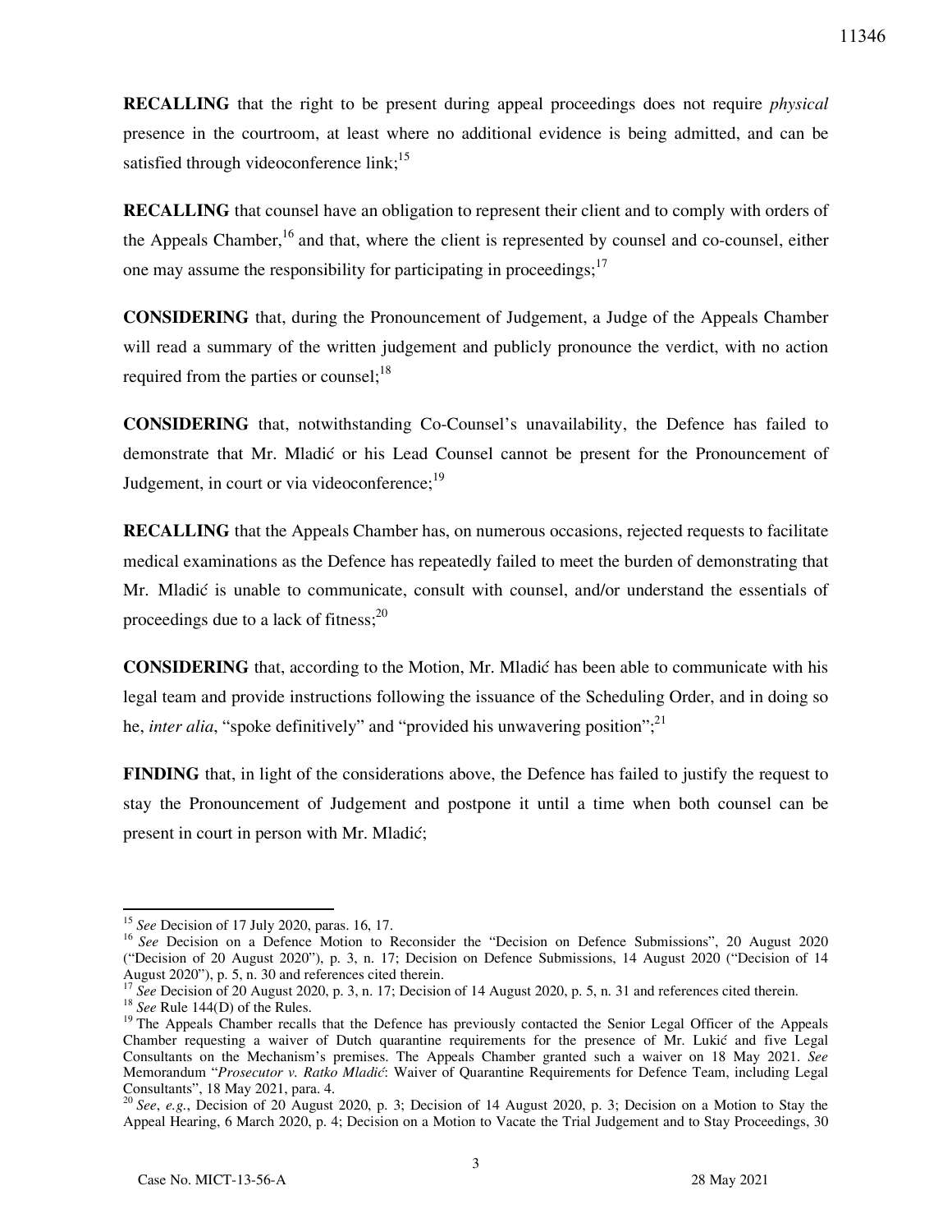**RECALLING** that the right to be present during appeal proceedings does not require *physical* presence in the courtroom, at least where no additional evidence is being admitted, and can be satisfied through videoconference link;[15]

**RECALLING** that counsel have an obligation to represent their client and to comply with orders of the Appeals Chamber,[16] and that, where the client is represented by counsel and co-counsel, either one may assume the responsibility for participating in proceedings;[17]

**CONSIDERING** that, during the Pronouncement of Judgement, a Judge of the Appeals Chamber will read a summary of the written judgement and publicly pronounce the verdict, with no action required from the parties or counsel;[18]

**CONSIDERING** that, notwithstanding Co-Counsel's unavailability, the Defence has failed to demonstrate that Mr. Mladić or his Lead Counsel cannot be present for the Pronouncement of Judgement, in court or via videoconference;[19]

**RECALLING** that the Appeals Chamber has, on numerous occasions, rejected requests to facilitate medical examinations as the Defence has repeatedly failed to meet the burden of demonstrating that Mr. Mladić is unable to communicate, consult with counsel, and/or understand the essentials of proceedings due to a lack of fitness;[20]

**CONSIDERING** that, according to the Motion, Mr. Mladić has been able to communicate with his legal team and provide instructions following the issuance of the Scheduling Order, and in doing so he, *inter alia*, "spoke definitively" and "provided his unwavering position";[21]

**FINDING** that, in light of the considerations above, the Defence has failed to justify the request to stay the Pronouncement of Judgement and postpone it until a time when both counsel can be present in court in person with Mr. Mladić;

---

[15] *See* Decision of 17 July 2020, paras. 16, 17.

[16] *See* Decision on a Defence Motion to Reconsider the "Decision on Defence Submissions", 20 August 2020 ("Decision of 20 August 2020"), p. 3, n. 17; Decision on Defence Submissions, 14 August 2020 ("Decision of 14 August 2020"), p. 5, n. 30 and references cited therein.

[17] *See* Decision of 20 August 2020, p. 3, n. 17; Decision of 14 August 2020, p. 5, n. 31 and references cited therein.

[18] *See* Rule 144(D) of the Rules.

[19] The Appeals Chamber recalls that the Defence has previously contacted the Senior Legal Officer of the Appeals Chamber requesting a waiver of Dutch quarantine requirements for the presence of Mr. Lukić and five Legal Consultants on the Mechanism's premises. The Appeals Chamber granted such a waiver on 18 May 2021. *See* Memorandum "*Prosecutor v. Ratko Mladić*: Waiver of Quarantine Requirements for Defence Team, including Legal Consultants", 18 May 2021, para. 4.

[20] *See*, *e.g.*, Decision of 20 August 2020, p. 3; Decision of 14 August 2020, p. 3; Decision on a Motion to Stay the Appeal Hearing, 6 March 2020, p. 4; Decision on a Motion to Vacate the Trial Judgement and to Stay Proceedings, 30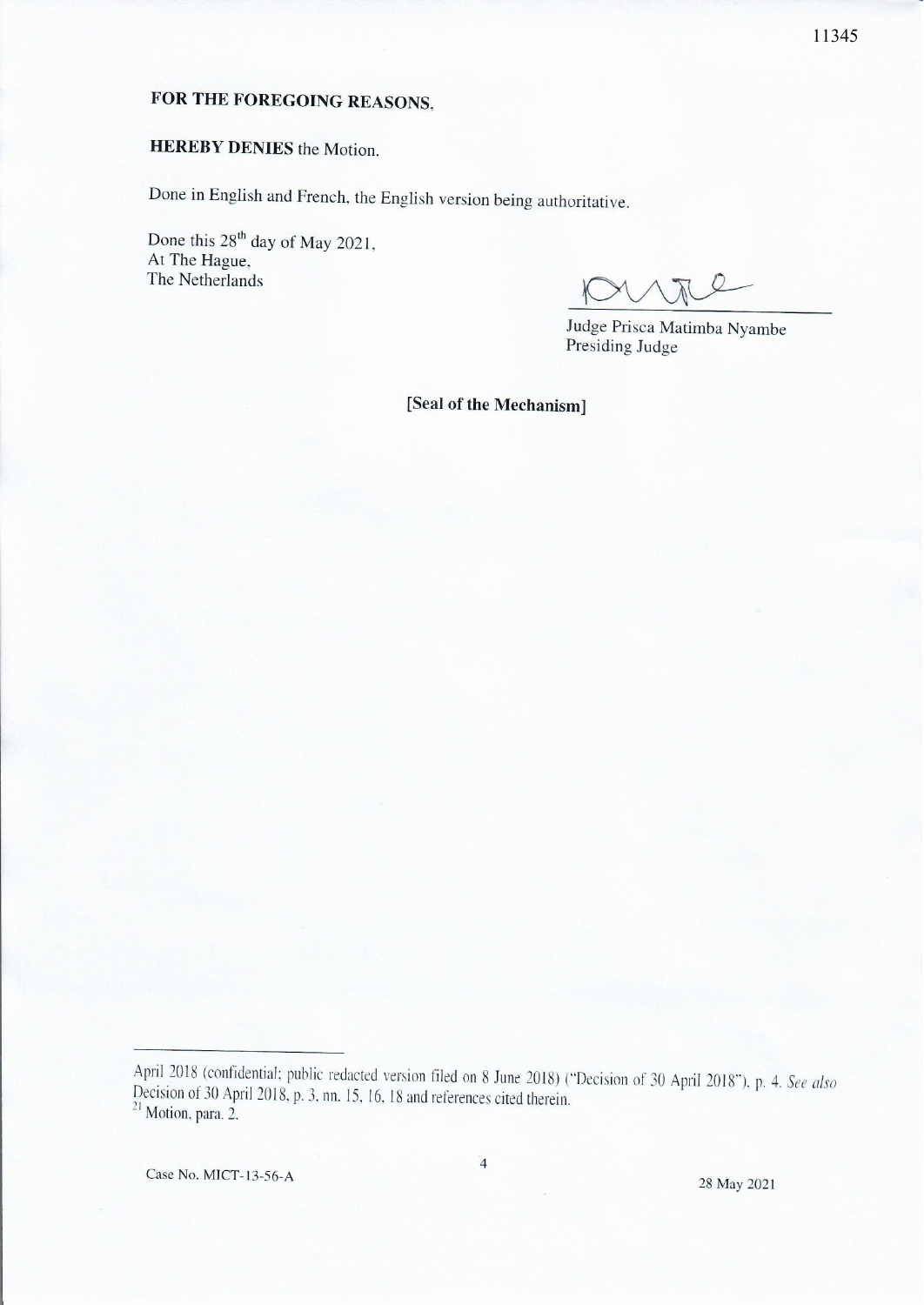**FOR THE FOREGOING REASONS,**

**HEREBY DENIES** the Motion.

Done in English and French, the English version being authoritative.

Done this 28th day of May 2021,
At The Hague,
The Netherlands

Judge Prisca Matimba Nyambe
Presiding Judge

**[Seal of the Mechanism]**

---

April 2018 (confidential; public redacted version filed on 8 June 2018) ("Decision of 30 April 2018"), p. 4. *See also* Decision of 30 April 2018, p. 3, nn. 15, 16, 18 and references cited therein.

[21] Motion, para. 2.

Case No. MICT-13-56-A

28 May 2021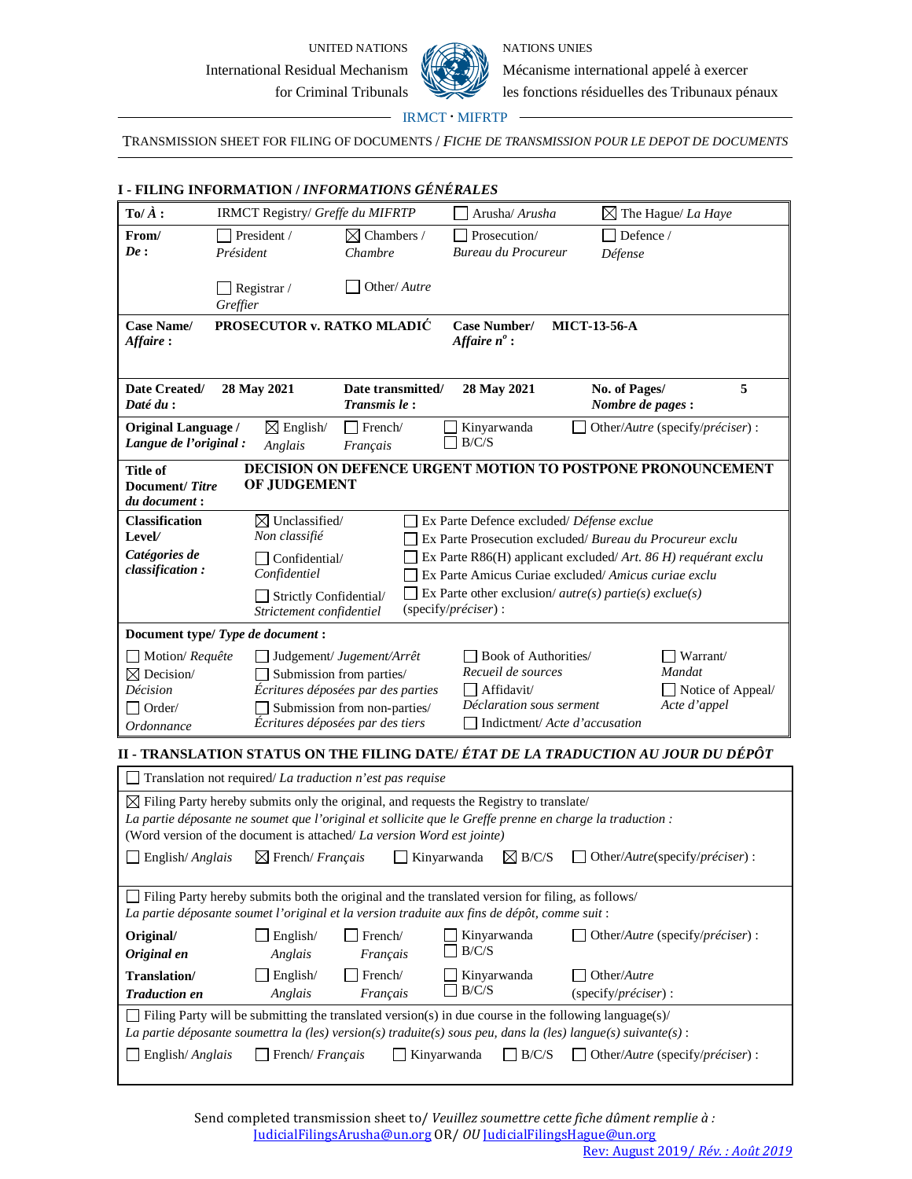UNITED NATIONS
International Residual Mechanism for Criminal Tribunals

NATIONS UNIES
Mécanisme international appelé à exercer les fonctions résiduelles des Tribunaux pénaux

IRMCT · MIFRTP

TRANSMISSION SHEET FOR FILING OF DOCUMENTS / *FICHE DE TRANSMISSION POUR LE DEPOT DE DOCUMENTS*

## I - FILING INFORMATION / *INFORMATIONS GÉNÉRALES*

**To/ *À* :** IRMCT Registry/ *Greffe du MIFRTP* ☐ Arusha/ *Arusha* ☒ The Hague/ *La Haye*

**From/ *De* :** ☐ President / *Président* ☒ Chambers / *Chambre* ☐ Prosecution/ *Bureau du Procureur* ☐ Defence / *Défense* ☐ Registrar / *Greffier* ☐ Other/ *Autre*

**Case Name/ *Affaire* :** **PROSECUTOR v. RATKO MLADIĆ**

**Case Number/ *Affaire n°* :** **MICT-13-56-A**

**Date Created/ *Daté du* :** **28 May 2021**

**Date transmitted/ *Transmis le* :** **28 May 2021**

**No. of Pages/ *Nombre de pages* :** **5**

**Original Language / *Langue de l'original* :** ☒ English/ *Anglais* ☐ French/ *Français* ☐ Kinyarwanda ☐ B/C/S ☐ Other/*Autre* (specify/*préciser*) :

**Title of Document/ *Titre du document* :** **DECISION ON DEFENCE URGENT MOTION TO POSTPONE PRONOUNCEMENT OF JUDGEMENT**

**Classification Level/ *Catégories de classification* :**

☒ Unclassified/ *Non classifié*
☐ Confidential/ *Confidentiel*
☐ Strictly Confidential/ *Strictement confidentiel*

☐ Ex Parte Defence excluded/ *Défense exclue*
☐ Ex Parte Prosecution excluded/ *Bureau du Procureur exclu*
☐ Ex Parte R86(H) applicant excluded/ *Art. 86 H) requérant exclu*
☐ Ex Parte Amicus Curiae excluded/ *Amicus curiae exclu*
☐ Ex Parte other exclusion/ *autre(s) partie(s) exclue(s)* (specify/*préciser*) :

**Document type/ *Type de document* :**

☐ Motion/ *Requête*
☒ Decision/ *Décision*
☐ Order/ *Ordonnance*
☐ Judgement/ *Jugement/Arrêt*
☐ Submission from parties/ *Écritures déposées par des parties*
☐ Submission from non-parties/ *Écritures déposées par des tiers*
☐ Book of Authorities/ *Recueil de sources*
☐ Affidavit/ *Déclaration sous serment*
☐ Indictment/ *Acte d'accusation*
☐ Warrant/ *Mandat*
☐ Notice of Appeal/ *Acte d'appel*

## II - TRANSLATION STATUS ON THE FILING DATE/ *ÉTAT DE LA TRADUCTION AU JOUR DU DÉPÔT*

☐ Translation not required/ *La traduction n'est pas requise*

☒ Filing Party hereby submits only the original, and requests the Registry to translate/
*La partie déposante ne soumet que l'original et sollicite que le Greffe prenne en charge la traduction :*
(Word version of the document is attached/ *La version Word est jointe*)

☐ English/ *Anglais* ☒ French/ *Français* ☐ Kinyarwanda ☒ B/C/S ☐ Other/*Autre*(specify/*préciser*) :

☐ Filing Party hereby submits both the original and the translated version for filing, as follows/
*La partie déposante soumet l'original et la version traduite aux fins de dépôt, comme suit :*

**Original/ *Original en*** ☐ English/ *Anglais* ☐ French/ *Français* ☐ Kinyarwanda ☐ B/C/S ☐ Other/*Autre* (specify/*préciser*) :

**Translation/ *Traduction en*** ☐ English/ *Anglais* ☐ French/ *Français* ☐ Kinyarwanda ☐ B/C/S ☐ Other/*Autre* (specify/*préciser*) :

☐ Filing Party will be submitting the translated version(s) in due course in the following language(s)/
*La partie déposante soumettra la (les) version(s) traduite(s) sous peu, dans la (les) langue(s) suivante(s) :*

☐ English/ *Anglais* ☐ French/ *Français* ☐ Kinyarwanda ☐ B/C/S ☐ Other/*Autre* (specify/*préciser*) :

Send completed transmission sheet to/ *Veuillez soumettre cette fiche dûment remplie à :*
JudicialFilingsArusha@un.org OR/ *OU* JudicialFilingsHague@un.org

Rev: August 2019/ *Rév. : Août 2019*